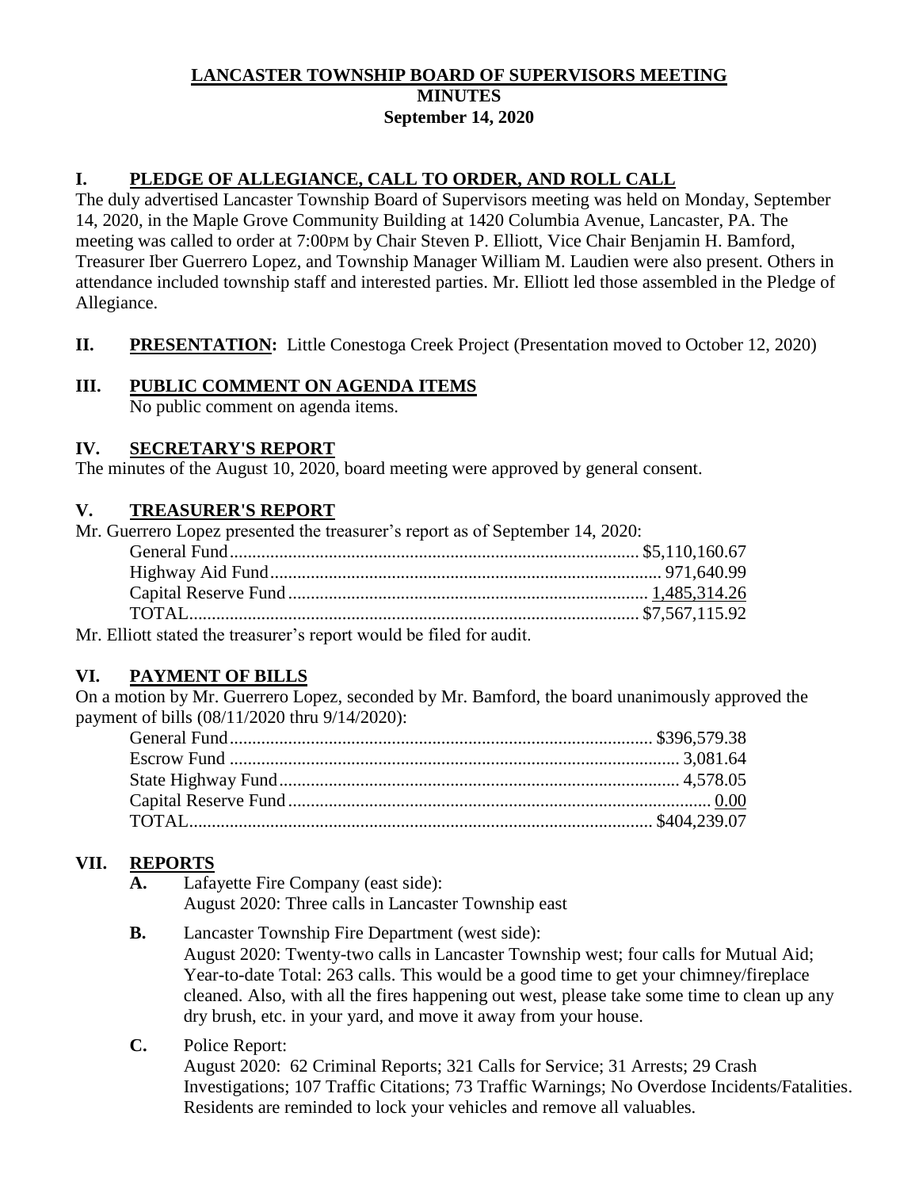# LANCASTER TOWNSHIP BOARD OF SUPERVISORS MEETING
## MINUTES
### September 14, 2020

## I. PLEDGE OF ALLEGIANCE, CALL TO ORDER, AND ROLL CALL

The duly advertised Lancaster Township Board of Supervisors meeting was held on Monday, September 14, 2020, in the Maple Grove Community Building at 1420 Columbia Avenue, Lancaster, PA. The meeting was called to order at 7:00PM by Chair Steven P. Elliott, Vice Chair Benjamin H. Bamford, Treasurer Iber Guerrero Lopez, and Township Manager William M. Laudien were also present. Others in attendance included township staff and interested parties. Mr. Elliott led those assembled in the Pledge of Allegiance.

## II. PRESENTATION: Little Conestoga Creek Project (Presentation moved to October 12, 2020)

## III. PUBLIC COMMENT ON AGENDA ITEMS

No public comment on agenda items.

## IV. SECRETARY'S REPORT

The minutes of the August 10, 2020, board meeting were approved by general consent.

## V. TREASURER'S REPORT

Mr. Guerrero Lopez presented the treasurer's report as of September 14, 2020:

| | |
|---|---|
| General Fund | $5,110,160.67 |
| Highway Aid Fund | 971,640.99 |
| Capital Reserve Fund | 1,485,314.26 |
| TOTAL | $7,567,115.92 |

Mr. Elliott stated the treasurer's report would be filed for audit.

## VI. PAYMENT OF BILLS

On a motion by Mr. Guerrero Lopez, seconded by Mr. Bamford, the board unanimously approved the payment of bills (08/11/2020 thru 9/14/2020):

| | |
|---|---|
| General Fund | $396,579.38 |
| Escrow Fund | 3,081.64 |
| State Highway Fund | 4,578.05 |
| Capital Reserve Fund | 0.00 |
| TOTAL | $404,239.07 |

## VII. REPORTS

**A.** Lafayette Fire Company (east side):
August 2020: Three calls in Lancaster Township east

**B.** Lancaster Township Fire Department (west side):
August 2020: Twenty-two calls in Lancaster Township west; four calls for Mutual Aid; Year-to-date Total: 263 calls. This would be a good time to get your chimney/fireplace cleaned. Also, with all the fires happening out west, please take some time to clean up any dry brush, etc. in your yard, and move it away from your house.

**C.** Police Report:
August 2020: 62 Criminal Reports; 321 Calls for Service; 31 Arrests; 29 Crash Investigations; 107 Traffic Citations; 73 Traffic Warnings; No Overdose Incidents/Fatalities. Residents are reminded to lock your vehicles and remove all valuables.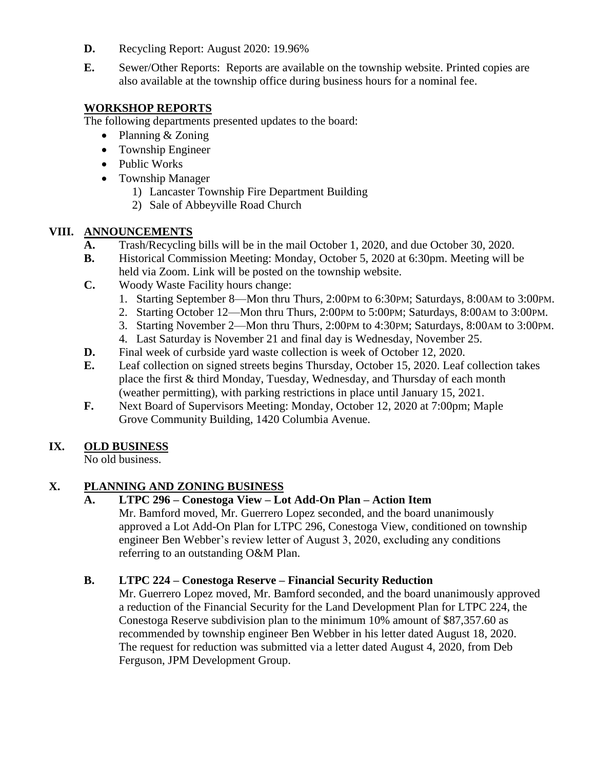**D.** Recycling Report: August 2020: 19.96%

**E.** Sewer/Other Reports: Reports are available on the township website. Printed copies are also available at the township office during business hours for a nominal fee.

**WORKSHOP REPORTS**

The following departments presented updates to the board:

- Planning & Zoning
- Township Engineer
- Public Works
- Township Manager
  1) Lancaster Township Fire Department Building
  2) Sale of Abbeyville Road Church

## VIII. ANNOUNCEMENTS

**A.** Trash/Recycling bills will be in the mail October 1, 2020, and due October 30, 2020.

**B.** Historical Commission Meeting: Monday, October 5, 2020 at 6:30pm. Meeting will be held via Zoom. Link will be posted on the township website.

**C.** Woody Waste Facility hours change:

1. Starting September 8—Mon thru Thurs, 2:00PM to 6:30PM; Saturdays, 8:00AM to 3:00PM.
2. Starting October 12—Mon thru Thurs, 2:00PM to 5:00PM; Saturdays, 8:00AM to 3:00PM.
3. Starting November 2—Mon thru Thurs, 2:00PM to 4:30PM; Saturdays, 8:00AM to 3:00PM.
4. Last Saturday is November 21 and final day is Wednesday, November 25.

**D.** Final week of curbside yard waste collection is week of October 12, 2020.

**E.** Leaf collection on signed streets begins Thursday, October 15, 2020. Leaf collection takes place the first & third Monday, Tuesday, Wednesday, and Thursday of each month (weather permitting), with parking restrictions in place until January 15, 2021.

**F.** Next Board of Supervisors Meeting: Monday, October 12, 2020 at 7:00pm; Maple Grove Community Building, 1420 Columbia Avenue.

## IX. OLD BUSINESS

No old business.

## X. PLANNING AND ZONING BUSINESS

**A. LTPC 296 – Conestoga View – Lot Add-On Plan – Action Item**

Mr. Bamford moved, Mr. Guerrero Lopez seconded, and the board unanimously approved a Lot Add-On Plan for LTPC 296, Conestoga View, conditioned on township engineer Ben Webber's review letter of August 3, 2020, excluding any conditions referring to an outstanding O&M Plan.

**B. LTPC 224 – Conestoga Reserve – Financial Security Reduction**

Mr. Guerrero Lopez moved, Mr. Bamford seconded, and the board unanimously approved a reduction of the Financial Security for the Land Development Plan for LTPC 224, the Conestoga Reserve subdivision plan to the minimum 10% amount of $87,357.60 as recommended by township engineer Ben Webber in his letter dated August 18, 2020. The request for reduction was submitted via a letter dated August 4, 2020, from Deb Ferguson, JPM Development Group.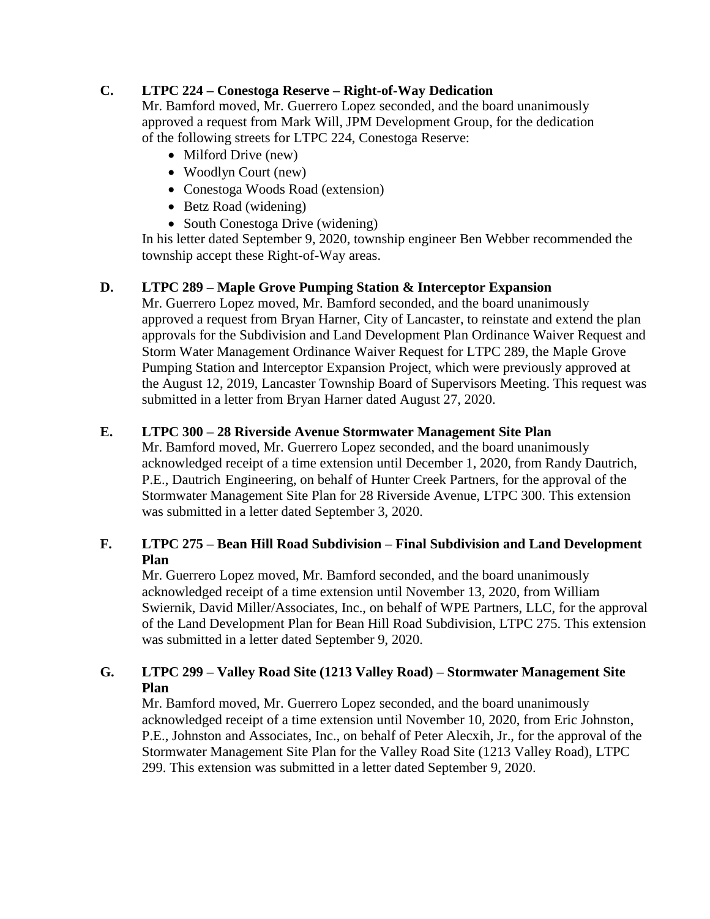**C. LTPC 224 – Conestoga Reserve – Right-of-Way Dedication**

Mr. Bamford moved, Mr. Guerrero Lopez seconded, and the board unanimously approved a request from Mark Will, JPM Development Group, for the dedication of the following streets for LTPC 224, Conestoga Reserve:

- Milford Drive (new)
- Woodlyn Court (new)
- Conestoga Woods Road (extension)
- Betz Road (widening)
- South Conestoga Drive (widening)

In his letter dated September 9, 2020, township engineer Ben Webber recommended the township accept these Right-of-Way areas.

**D. LTPC 289 – Maple Grove Pumping Station & Interceptor Expansion**

Mr. Guerrero Lopez moved, Mr. Bamford seconded, and the board unanimously approved a request from Bryan Harner, City of Lancaster, to reinstate and extend the plan approvals for the Subdivision and Land Development Plan Ordinance Waiver Request and Storm Water Management Ordinance Waiver Request for LTPC 289, the Maple Grove Pumping Station and Interceptor Expansion Project, which were previously approved at the August 12, 2019, Lancaster Township Board of Supervisors Meeting. This request was submitted in a letter from Bryan Harner dated August 27, 2020.

**E. LTPC 300 – 28 Riverside Avenue Stormwater Management Site Plan**

Mr. Bamford moved, Mr. Guerrero Lopez seconded, and the board unanimously acknowledged receipt of a time extension until December 1, 2020, from Randy Dautrich, P.E., Dautrich Engineering, on behalf of Hunter Creek Partners, for the approval of the Stormwater Management Site Plan for 28 Riverside Avenue, LTPC 300. This extension was submitted in a letter dated September 3, 2020.

**F. LTPC 275 – Bean Hill Road Subdivision – Final Subdivision and Land Development Plan**

Mr. Guerrero Lopez moved, Mr. Bamford seconded, and the board unanimously acknowledged receipt of a time extension until November 13, 2020, from William Swiernik, David Miller/Associates, Inc., on behalf of WPE Partners, LLC, for the approval of the Land Development Plan for Bean Hill Road Subdivision, LTPC 275. This extension was submitted in a letter dated September 9, 2020.

**G. LTPC 299 – Valley Road Site (1213 Valley Road) – Stormwater Management Site Plan**

Mr. Bamford moved, Mr. Guerrero Lopez seconded, and the board unanimously acknowledged receipt of a time extension until November 10, 2020, from Eric Johnston, P.E., Johnston and Associates, Inc., on behalf of Peter Alecxih, Jr., for the approval of the Stormwater Management Site Plan for the Valley Road Site (1213 Valley Road), LTPC 299. This extension was submitted in a letter dated September 9, 2020.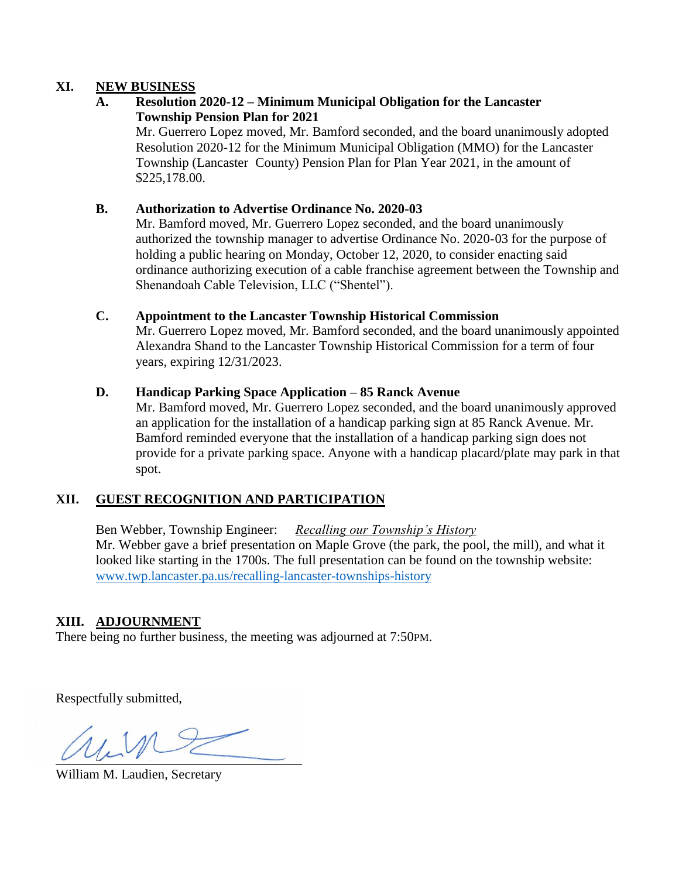## XI. NEW BUSINESS

### A. Resolution 2020-12 – Minimum Municipal Obligation for the Lancaster Township Pension Plan for 2021

Mr. Guerrero Lopez moved, Mr. Bamford seconded, and the board unanimously adopted Resolution 2020-12 for the Minimum Municipal Obligation (MMO) for the Lancaster Township (Lancaster County) Pension Plan for Plan Year 2021, in the amount of $225,178.00.

### B. Authorization to Advertise Ordinance No. 2020-03

Mr. Bamford moved, Mr. Guerrero Lopez seconded, and the board unanimously authorized the township manager to advertise Ordinance No. 2020-03 for the purpose of holding a public hearing on Monday, October 12, 2020, to consider enacting said ordinance authorizing execution of a cable franchise agreement between the Township and Shenandoah Cable Television, LLC ("Shentel").

### C. Appointment to the Lancaster Township Historical Commission

Mr. Guerrero Lopez moved, Mr. Bamford seconded, and the board unanimously appointed Alexandra Shand to the Lancaster Township Historical Commission for a term of four years, expiring 12/31/2023.

### D. Handicap Parking Space Application – 85 Ranck Avenue

Mr. Bamford moved, Mr. Guerrero Lopez seconded, and the board unanimously approved an application for the installation of a handicap parking sign at 85 Ranck Avenue. Mr. Bamford reminded everyone that the installation of a handicap parking sign does not provide for a private parking space. Anyone with a handicap placard/plate may park in that spot.

## XII. GUEST RECOGNITION AND PARTICIPATION

Ben Webber, Township Engineer: *Recalling our Township's History*

Mr. Webber gave a brief presentation on Maple Grove (the park, the pool, the mill), and what it looked like starting in the 1700s. The full presentation can be found on the township website: www.twp.lancaster.pa.us/recalling-lancaster-townships-history

## XIII. ADJOURNMENT

There being no further business, the meeting was adjourned at 7:50PM.

Respectfully submitted,

William M. Laudien, Secretary